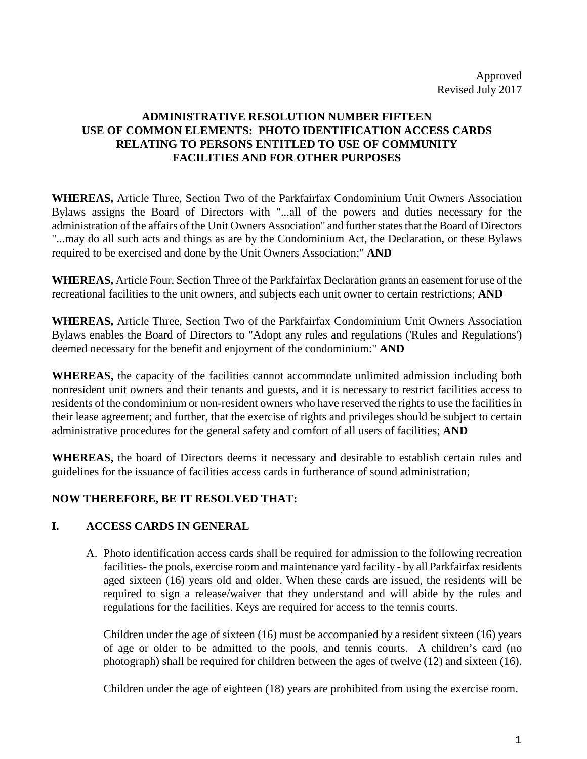Approved
Revised July 2017

# ADMINISTRATIVE RESOLUTION NUMBER FIFTEEN
# USE OF COMMON ELEMENTS: PHOTO IDENTIFICATION ACCESS CARDS RELATING TO PERSONS ENTITLED TO USE OF COMMUNITY FACILITIES AND FOR OTHER PURPOSES

**WHEREAS,** Article Three, Section Two of the Parkfairfax Condominium Unit Owners Association Bylaws assigns the Board of Directors with "...all of the powers and duties necessary for the administration of the affairs of the Unit Owners Association" and further states that the Board of Directors "...may do all such acts and things as are by the Condominium Act, the Declaration, or these Bylaws required to be exercised and done by the Unit Owners Association;" **AND**

**WHEREAS,** Article Four, Section Three of the Parkfairfax Declaration grants an easement for use of the recreational facilities to the unit owners, and subjects each unit owner to certain restrictions; **AND**

**WHEREAS,** Article Three, Section Two of the Parkfairfax Condominium Unit Owners Association Bylaws enables the Board of Directors to "Adopt any rules and regulations ('Rules and Regulations') deemed necessary for the benefit and enjoyment of the condominium:" **AND**

**WHEREAS,** the capacity of the facilities cannot accommodate unlimited admission including both nonresident unit owners and their tenants and guests, and it is necessary to restrict facilities access to residents of the condominium or non-resident owners who have reserved the rights to use the facilities in their lease agreement; and further, that the exercise of rights and privileges should be subject to certain administrative procedures for the general safety and comfort of all users of facilities; **AND**

**WHEREAS,** the board of Directors deems it necessary and desirable to establish certain rules and guidelines for the issuance of facilities access cards in furtherance of sound administration;

**NOW THEREFORE, BE IT RESOLVED THAT:**

## I. ACCESS CARDS IN GENERAL

A. Photo identification access cards shall be required for admission to the following recreation facilities- the pools, exercise room and maintenance yard facility - by all Parkfairfax residents aged sixteen (16) years old and older. When these cards are issued, the residents will be required to sign a release/waiver that they understand and will abide by the rules and regulations for the facilities. Keys are required for access to the tennis courts.

   Children under the age of sixteen (16) must be accompanied by a resident sixteen (16) years of age or older to be admitted to the pools, and tennis courts. A children's card (no photograph) shall be required for children between the ages of twelve (12) and sixteen (16).

   Children under the age of eighteen (18) years are prohibited from using the exercise room.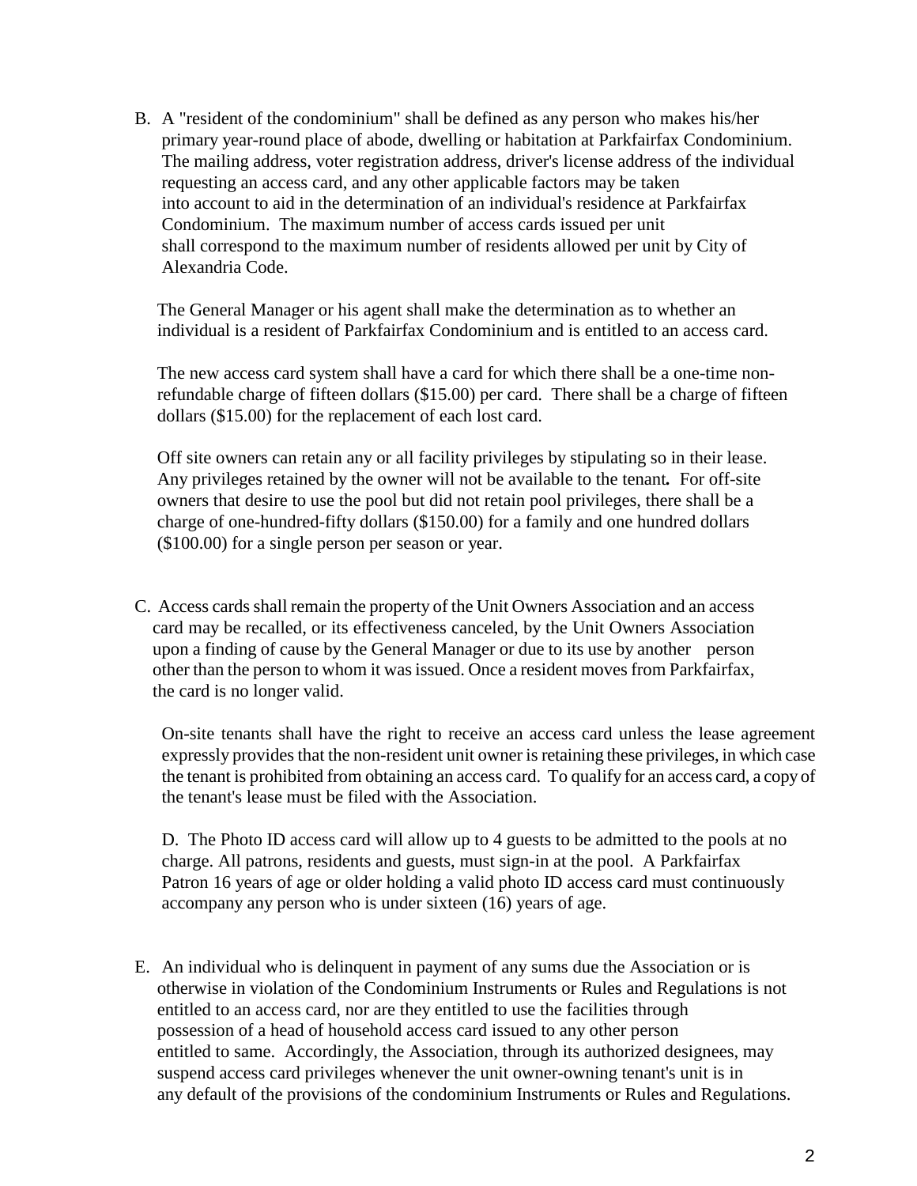B. A "resident of the condominium" shall be defined as any person who makes his/her primary year-round place of abode, dwelling or habitation at Parkfairfax Condominium. The mailing address, voter registration address, driver's license address of the individual requesting an access card, and any other applicable factors may be taken into account to aid in the determination of an individual's residence at Parkfairfax Condominium. The maximum number of access cards issued per unit shall correspond to the maximum number of residents allowed per unit by City of Alexandria Code.

The General Manager or his agent shall make the determination as to whether an individual is a resident of Parkfairfax Condominium and is entitled to an access card.

The new access card system shall have a card for which there shall be a one-time non-refundable charge of fifteen dollars ($15.00) per card. There shall be a charge of fifteen dollars ($15.00) for the replacement of each lost card.

Off site owners can retain any or all facility privileges by stipulating so in their lease. Any privileges retained by the owner will not be available to the tenant**.** For off-site owners that desire to use the pool but did not retain pool privileges, there shall be a charge of one-hundred-fifty dollars ($150.00) for a family and one hundred dollars ($100.00) for a single person per season or year.

C. Access cards shall remain the property of the Unit Owners Association and an access card may be recalled, or its effectiveness canceled, by the Unit Owners Association upon a finding of cause by the General Manager or due to its use by another person other than the person to whom it was issued. Once a resident moves from Parkfairfax, the card is no longer valid.

On-site tenants shall have the right to receive an access card unless the lease agreement expressly provides that the non-resident unit owner is retaining these privileges, in which case the tenant is prohibited from obtaining an access card. To qualify for an access card, a copy of the tenant's lease must be filed with the Association.

D. The Photo ID access card will allow up to 4 guests to be admitted to the pools at no charge. All patrons, residents and guests, must sign-in at the pool. A Parkfairfax Patron 16 years of age or older holding a valid photo ID access card must continuously accompany any person who is under sixteen (16) years of age.

E. An individual who is delinquent in payment of any sums due the Association or is otherwise in violation of the Condominium Instruments or Rules and Regulations is not entitled to an access card, nor are they entitled to use the facilities through possession of a head of household access card issued to any other person entitled to same. Accordingly, the Association, through its authorized designees, may suspend access card privileges whenever the unit owner-owning tenant's unit is in any default of the provisions of the condominium Instruments or Rules and Regulations.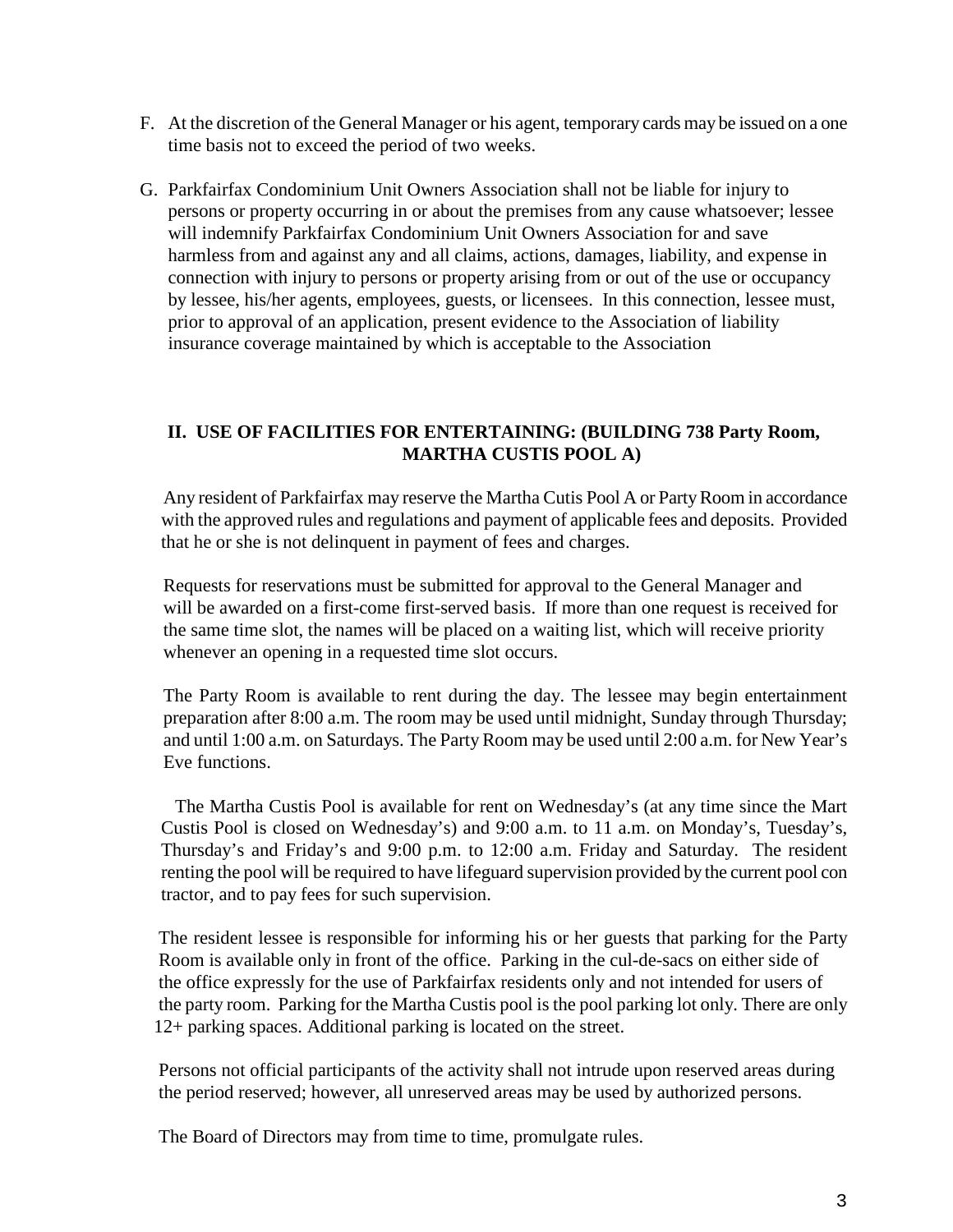F. At the discretion of the General Manager or his agent, temporary cards may be issued on a one time basis not to exceed the period of two weeks.

G. Parkfairfax Condominium Unit Owners Association shall not be liable for injury to persons or property occurring in or about the premises from any cause whatsoever; lessee will indemnify Parkfairfax Condominium Unit Owners Association for and save harmless from and against any and all claims, actions, damages, liability, and expense in connection with injury to persons or property arising from or out of the use or occupancy by lessee, his/her agents, employees, guests, or licensees. In this connection, lessee must, prior to approval of an application, present evidence to the Association of liability insurance coverage maintained by which is acceptable to the Association

## II. USE OF FACILITIES FOR ENTERTAINING: (BUILDING 738 Party Room, MARTHA CUSTIS POOL A)

Any resident of Parkfairfax may reserve the Martha Cutis Pool A or Party Room in accordance with the approved rules and regulations and payment of applicable fees and deposits. Provided that he or she is not delinquent in payment of fees and charges.

Requests for reservations must be submitted for approval to the General Manager and will be awarded on a first-come first-served basis. If more than one request is received for the same time slot, the names will be placed on a waiting list, which will receive priority whenever an opening in a requested time slot occurs.

The Party Room is available to rent during the day. The lessee may begin entertainment preparation after 8:00 a.m. The room may be used until midnight, Sunday through Thursday; and until 1:00 a.m. on Saturdays. The Party Room may be used until 2:00 a.m. for New Year's Eve functions.

The Martha Custis Pool is available for rent on Wednesday's (at any time since the Mart Custis Pool is closed on Wednesday's) and 9:00 a.m. to 11 a.m. on Monday's, Tuesday's, Thursday's and Friday's and 9:00 p.m. to 12:00 a.m. Friday and Saturday. The resident renting the pool will be required to have lifeguard supervision provided by the current pool con tractor, and to pay fees for such supervision.

The resident lessee is responsible for informing his or her guests that parking for the Party Room is available only in front of the office. Parking in the cul-de-sacs on either side of the office expressly for the use of Parkfairfax residents only and not intended for users of the party room. Parking for the Martha Custis pool is the pool parking lot only. There are only 12+ parking spaces. Additional parking is located on the street.

Persons not official participants of the activity shall not intrude upon reserved areas during the period reserved; however, all unreserved areas may be used by authorized persons.

The Board of Directors may from time to time, promulgate rules.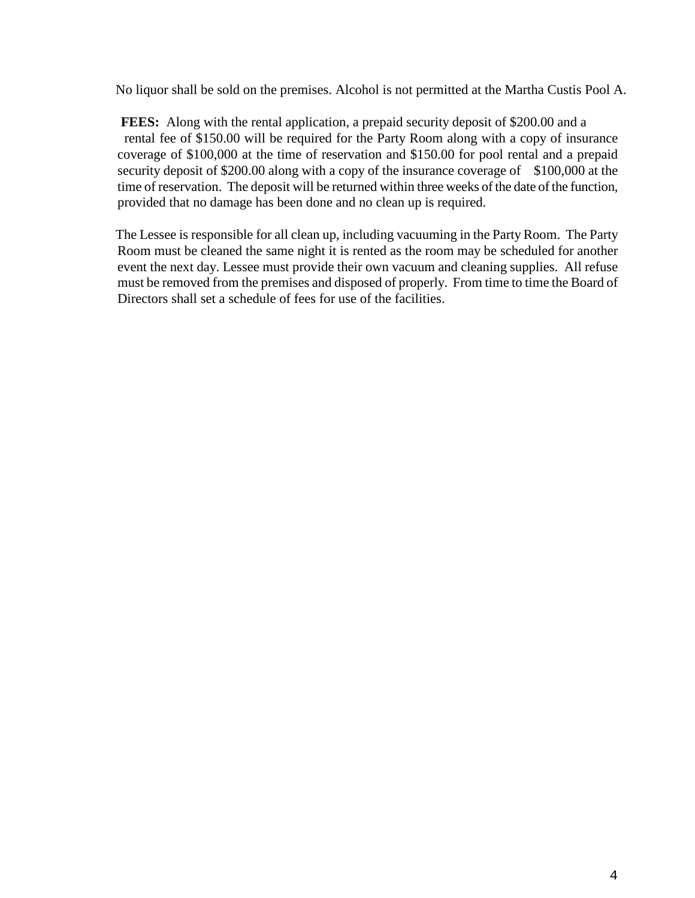No liquor shall be sold on the premises. Alcohol is not permitted at the Martha Custis Pool A.

**FEES:** Along with the rental application, a prepaid security deposit of $200.00 and a rental fee of $150.00 will be required for the Party Room along with a copy of insurance coverage of $100,000 at the time of reservation and $150.00 for pool rental and a prepaid security deposit of $200.00 along with a copy of the insurance coverage of $100,000 at the time of reservation. The deposit will be returned within three weeks of the date of the function, provided that no damage has been done and no clean up is required.

The Lessee is responsible for all clean up, including vacuuming in the Party Room. The Party Room must be cleaned the same night it is rented as the room may be scheduled for another event the next day. Lessee must provide their own vacuum and cleaning supplies. All refuse must be removed from the premises and disposed of properly. From time to time the Board of Directors shall set a schedule of fees for use of the facilities.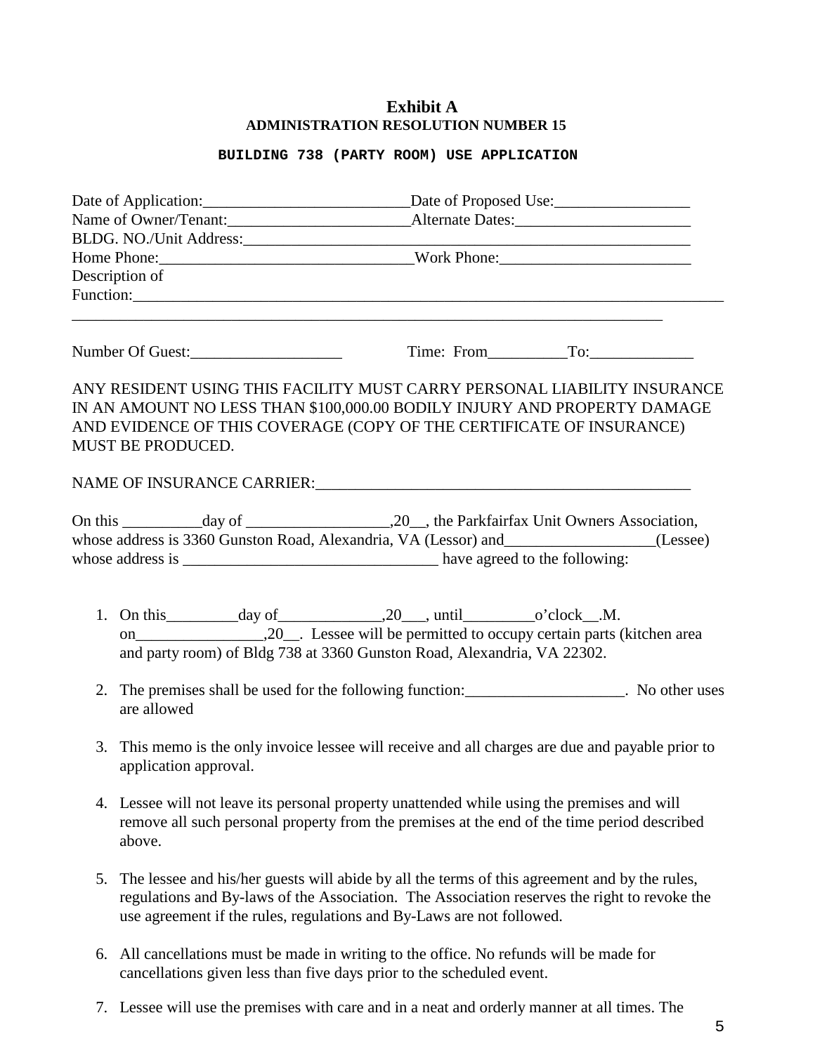# Exhibit A

**ADMINISTRATION RESOLUTION NUMBER 15**

**BUILDING 738 (PARTY ROOM) USE APPLICATION**

Date of Application:__________________________Date of Proposed Use:_________________
Name of Owner/Tenant:_______________________Alternate Dates:______________________
BLDG. NO./Unit Address:_________________________________________________________
Home Phone:_______________________________Work Phone:________________________
Description of
Function:_____________________________________________________________________________
____________________________________________________________________________

Number Of Guest:___________________ Time: From__________To:_____________

ANY RESIDENT USING THIS FACILITY MUST CARRY PERSONAL LIABILITY INSURANCE IN AN AMOUNT NO LESS THAN $100,000.00 BODILY INJURY AND PROPERTY DAMAGE AND EVIDENCE OF THIS COVERAGE (COPY OF THE CERTIFICATE OF INSURANCE) MUST BE PRODUCED.

NAME OF INSURANCE CARRIER:_________________________________________________

On this __________day of __________________,20__, the Parkfairfax Unit Owners Association, whose address is 3360 Gunston Road, Alexandria, VA (Lessor) and___________________(Lessee) whose address is ________________________________ have agreed to the following:

1. On this_________day of_____________,20___, until_________o'clock__.M. on________________,20__. Lessee will be permitted to occupy certain parts (kitchen area and party room) of Bldg 738 at 3360 Gunston Road, Alexandria, VA 22302.

2. The premises shall be used for the following function:____________________. No other uses are allowed

3. This memo is the only invoice lessee will receive and all charges are due and payable prior to application approval.

4. Lessee will not leave its personal property unattended while using the premises and will remove all such personal property from the premises at the end of the time period described above.

5. The lessee and his/her guests will abide by all the terms of this agreement and by the rules, regulations and By-laws of the Association. The Association reserves the right to revoke the use agreement if the rules, regulations and By-Laws are not followed.

6. All cancellations must be made in writing to the office. No refunds will be made for cancellations given less than five days prior to the scheduled event.

7. Lessee will use the premises with care and in a neat and orderly manner at all times. The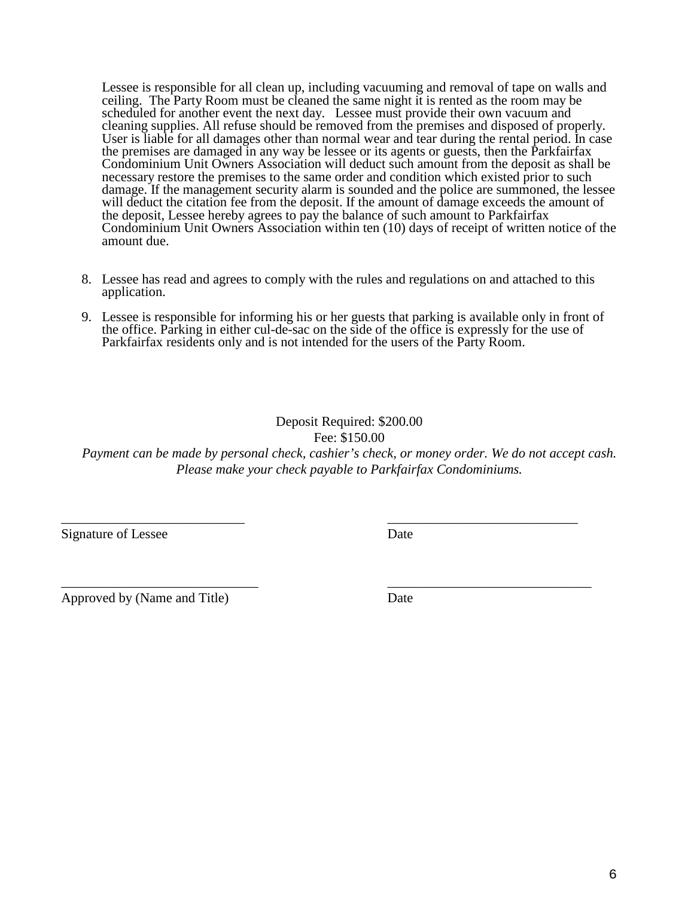Lessee is responsible for all clean up, including vacuuming and removal of tape on walls and ceiling. The Party Room must be cleaned the same night it is rented as the room may be scheduled for another event the next day. Lessee must provide their own vacuum and cleaning supplies. All refuse should be removed from the premises and disposed of properly. User is liable for all damages other than normal wear and tear during the rental period. In case the premises are damaged in any way be lessee or its agents or guests, then the Parkfairfax Condominium Unit Owners Association will deduct such amount from the deposit as shall be necessary restore the premises to the same order and condition which existed prior to such damage. If the management security alarm is sounded and the police are summoned, the lessee will deduct the citation fee from the deposit. If the amount of damage exceeds the amount of the deposit, Lessee hereby agrees to pay the balance of such amount to Parkfairfax Condominium Unit Owners Association within ten (10) days of receipt of written notice of the amount due.

8. Lessee has read and agrees to comply with the rules and regulations on and attached to this application.

9. Lessee is responsible for informing his or her guests that parking is available only in front of the office. Parking in either cul-de-sac on the side of the office is expressly for the use of Parkfairfax residents only and is not intended for the users of the Party Room.

Deposit Required: $200.00

Fee: $150.00

*Payment can be made by personal check, cashier's check, or money order. We do not accept cash. Please make your check payable to Parkfairfax Condominiums.*

___________________________ ___________________________

Signature of Lessee Date

___________________________ ___________________________

Approved by (Name and Title) Date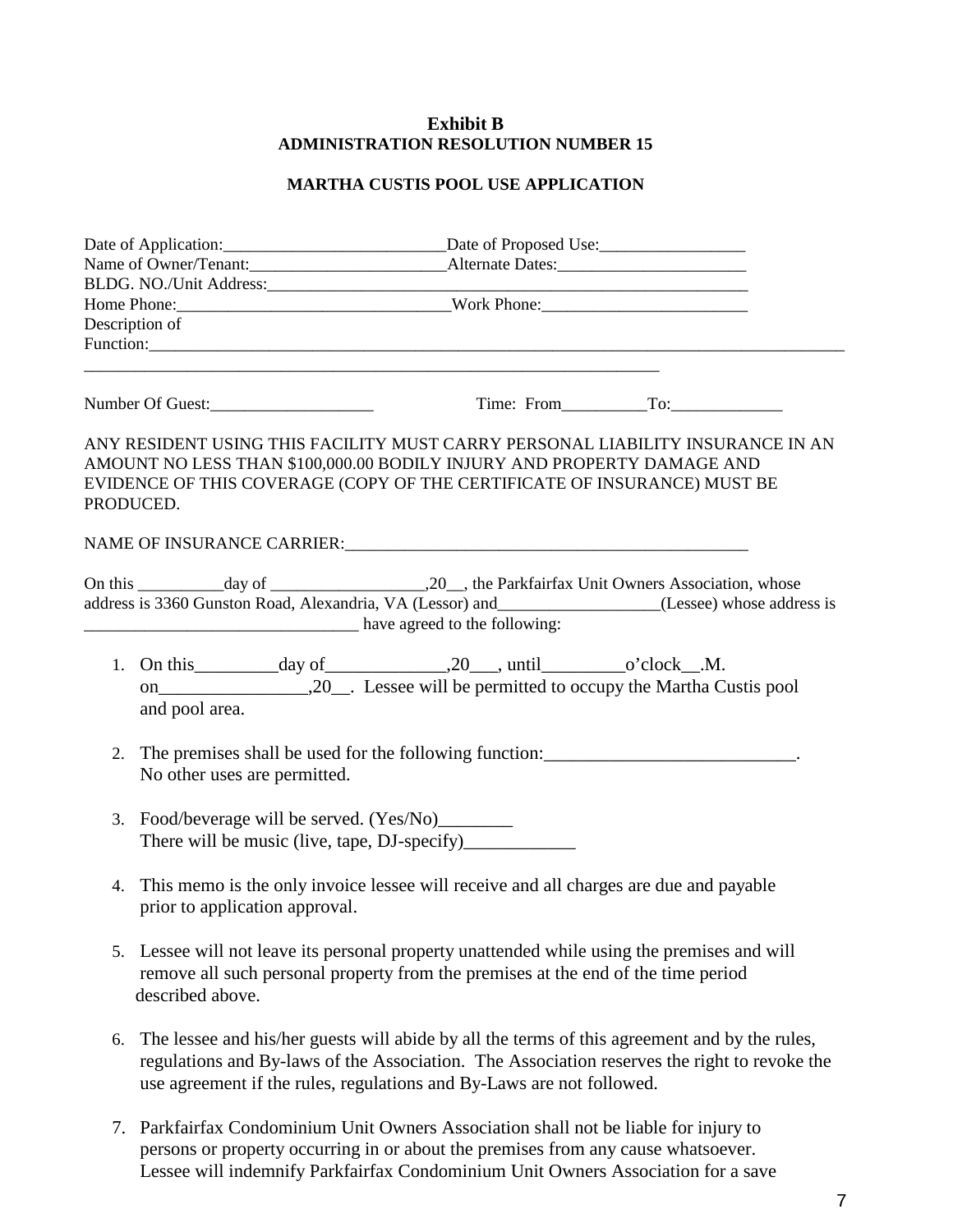**Exhibit B**
**ADMINISTRATION RESOLUTION NUMBER 15**

**MARTHA CUSTIS POOL USE APPLICATION**

Date of Application:__________________________Date of Proposed Use:_________________
Name of Owner/Tenant:_______________________Alternate Dates:______________________
BLDG. NO./Unit Address:____________________________________________________________
Home Phone:________________________________Work Phone:________________________
Description of
Function:__________________________________________________________________________________
______________________________________________________________________

Number Of Guest:___________________ Time: From__________To:_____________

ANY RESIDENT USING THIS FACILITY MUST CARRY PERSONAL LIABILITY INSURANCE IN AN AMOUNT NO LESS THAN $100,000.00 BODILY INJURY AND PROPERTY DAMAGE AND EVIDENCE OF THIS COVERAGE (COPY OF THE CERTIFICATE OF INSURANCE) MUST BE PRODUCED.

NAME OF INSURANCE CARRIER:_________________________________________________

On this __________day of __________________,20__, the Parkfairfax Unit Owners Association, whose address is 3360 Gunston Road, Alexandria, VA (Lessor) and__________________(Lessee) whose address is ________________________________ have agreed to the following:

1. On this_________day of_____________,20___, until_________o'clock__.M. on________________,20__. Lessee will be permitted to occupy the Martha Custis pool and pool area.

2. The premises shall be used for the following function:___________________________. No other uses are permitted.

3. Food/beverage will be served. (Yes/No)________
   There will be music (live, tape, DJ-specify)____________

4. This memo is the only invoice lessee will receive and all charges are due and payable prior to application approval.

5. Lessee will not leave its personal property unattended while using the premises and will remove all such personal property from the premises at the end of the time period described above.

6. The lessee and his/her guests will abide by all the terms of this agreement and by the rules, regulations and By-laws of the Association. The Association reserves the right to revoke the use agreement if the rules, regulations and By-Laws are not followed.

7. Parkfairfax Condominium Unit Owners Association shall not be liable for injury to persons or property occurring in or about the premises from any cause whatsoever. Lessee will indemnify Parkfairfax Condominium Unit Owners Association for a save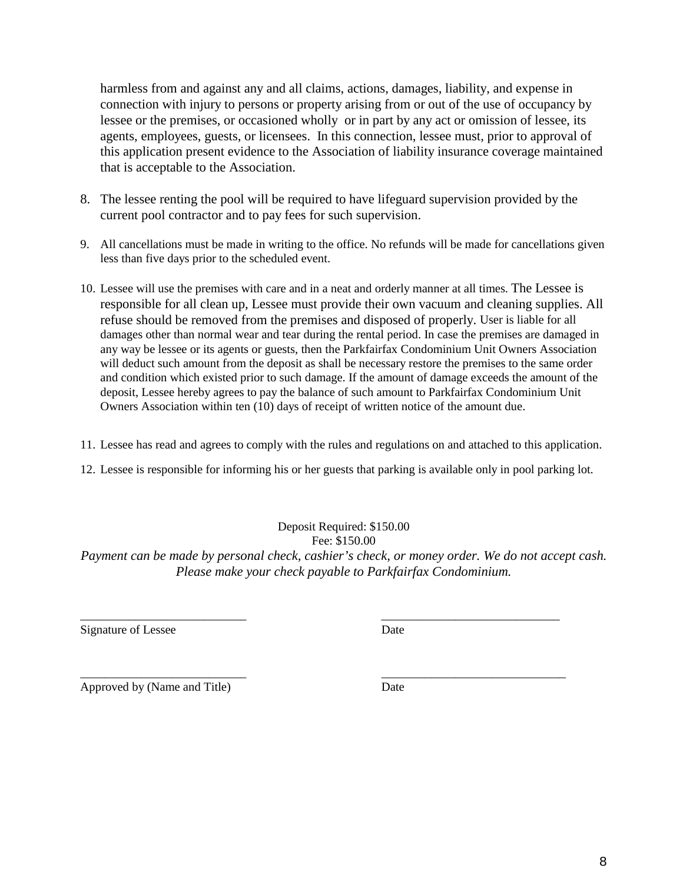harmless from and against any and all claims, actions, damages, liability, and expense in connection with injury to persons or property arising from or out of the use of occupancy by lessee or the premises, or occasioned wholly or in part by any act or omission of lessee, its agents, employees, guests, or licensees. In this connection, lessee must, prior to approval of this application present evidence to the Association of liability insurance coverage maintained that is acceptable to the Association.

8. The lessee renting the pool will be required to have lifeguard supervision provided by the current pool contractor and to pay fees for such supervision.

9. All cancellations must be made in writing to the office. No refunds will be made for cancellations given less than five days prior to the scheduled event.

10. Lessee will use the premises with care and in a neat and orderly manner at all times. The Lessee is responsible for all clean up, Lessee must provide their own vacuum and cleaning supplies. All refuse should be removed from the premises and disposed of properly. User is liable for all damages other than normal wear and tear during the rental period. In case the premises are damaged in any way be lessee or its agents or guests, then the Parkfairfax Condominium Unit Owners Association will deduct such amount from the deposit as shall be necessary restore the premises to the same order and condition which existed prior to such damage. If the amount of damage exceeds the amount of the deposit, Lessee hereby agrees to pay the balance of such amount to Parkfairfax Condominium Unit Owners Association within ten (10) days of receipt of written notice of the amount due.

11. Lessee has read and agrees to comply with the rules and regulations on and attached to this application.

12. Lessee is responsible for informing his or her guests that parking is available only in pool parking lot.

Deposit Required: $150.00
Fee: $150.00

*Payment can be made by personal check, cashier's check, or money order. We do not accept cash. Please make your check payable to Parkfairfax Condominium.*

___________________________ ____________________________

Signature of Lessee Date

___________________________ ____________________________

Approved by (Name and Title) Date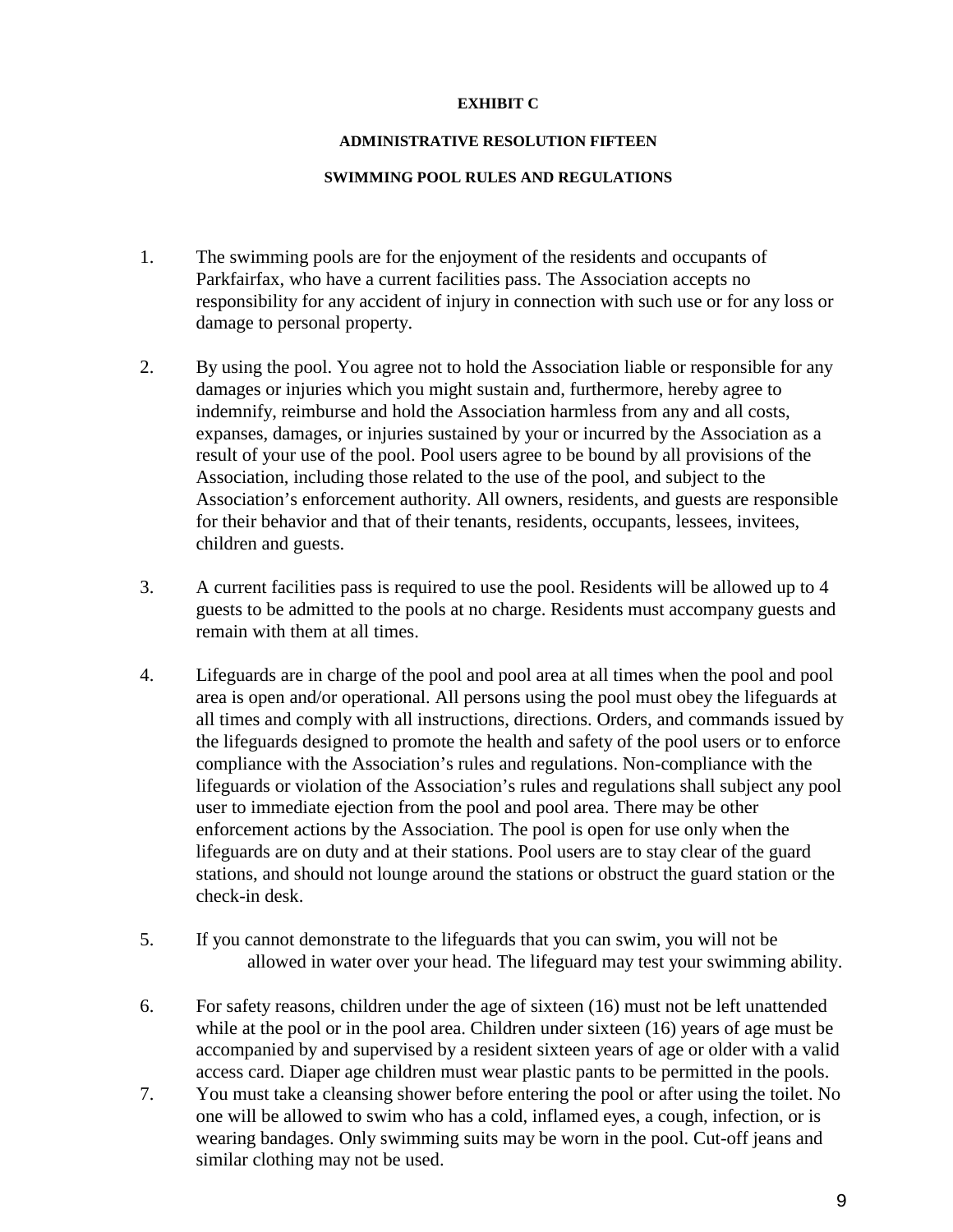**EXHIBIT C**

**ADMINISTRATIVE RESOLUTION FIFTEEN**

**SWIMMING POOL RULES AND REGULATIONS**

1. The swimming pools are for the enjoyment of the residents and occupants of Parkfairfax, who have a current facilities pass. The Association accepts no responsibility for any accident of injury in connection with such use or for any loss or damage to personal property.

2. By using the pool. You agree not to hold the Association liable or responsible for any damages or injuries which you might sustain and, furthermore, hereby agree to indemnify, reimburse and hold the Association harmless from any and all costs, expanses, damages, or injuries sustained by your or incurred by the Association as a result of your use of the pool. Pool users agree to be bound by all provisions of the Association, including those related to the use of the pool, and subject to the Association's enforcement authority. All owners, residents, and guests are responsible for their behavior and that of their tenants, residents, occupants, lessees, invitees, children and guests.

3. A current facilities pass is required to use the pool. Residents will be allowed up to 4 guests to be admitted to the pools at no charge. Residents must accompany guests and remain with them at all times.

4. Lifeguards are in charge of the pool and pool area at all times when the pool and pool area is open and/or operational. All persons using the pool must obey the lifeguards at all times and comply with all instructions, directions. Orders, and commands issued by the lifeguards designed to promote the health and safety of the pool users or to enforce compliance with the Association's rules and regulations. Non-compliance with the lifeguards or violation of the Association's rules and regulations shall subject any pool user to immediate ejection from the pool and pool area. There may be other enforcement actions by the Association. The pool is open for use only when the lifeguards are on duty and at their stations. Pool users are to stay clear of the guard stations, and should not lounge around the stations or obstruct the guard station or the check-in desk.

5. If you cannot demonstrate to the lifeguards that you can swim, you will not be allowed in water over your head. The lifeguard may test your swimming ability.

6. For safety reasons, children under the age of sixteen (16) must not be left unattended while at the pool or in the pool area. Children under sixteen (16) years of age must be accompanied by and supervised by a resident sixteen years of age or older with a valid access card. Diaper age children must wear plastic pants to be permitted in the pools.

7. You must take a cleansing shower before entering the pool or after using the toilet. No one will be allowed to swim who has a cold, inflamed eyes, a cough, infection, or is wearing bandages. Only swimming suits may be worn in the pool. Cut-off jeans and similar clothing may not be used.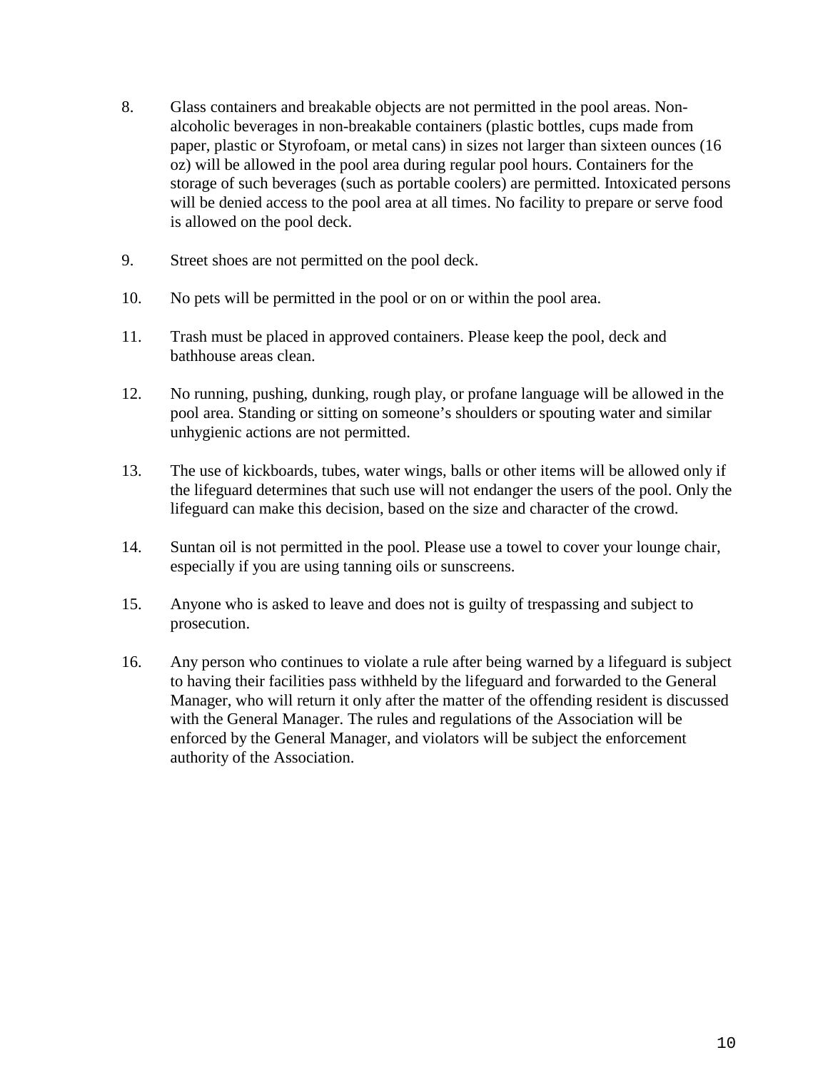8. Glass containers and breakable objects are not permitted in the pool areas. Non-alcoholic beverages in non-breakable containers (plastic bottles, cups made from paper, plastic or Styrofoam, or metal cans) in sizes not larger than sixteen ounces (16 oz) will be allowed in the pool area during regular pool hours. Containers for the storage of such beverages (such as portable coolers) are permitted. Intoxicated persons will be denied access to the pool area at all times. No facility to prepare or serve food is allowed on the pool deck.

9. Street shoes are not permitted on the pool deck.

10. No pets will be permitted in the pool or on or within the pool area.

11. Trash must be placed in approved containers. Please keep the pool, deck and bathhouse areas clean.

12. No running, pushing, dunking, rough play, or profane language will be allowed in the pool area. Standing or sitting on someone's shoulders or spouting water and similar unhygienic actions are not permitted.

13. The use of kickboards, tubes, water wings, balls or other items will be allowed only if the lifeguard determines that such use will not endanger the users of the pool. Only the lifeguard can make this decision, based on the size and character of the crowd.

14. Suntan oil is not permitted in the pool. Please use a towel to cover your lounge chair, especially if you are using tanning oils or sunscreens.

15. Anyone who is asked to leave and does not is guilty of trespassing and subject to prosecution.

16. Any person who continues to violate a rule after being warned by a lifeguard is subject to having their facilities pass withheld by the lifeguard and forwarded to the General Manager, who will return it only after the matter of the offending resident is discussed with the General Manager. The rules and regulations of the Association will be enforced by the General Manager, and violators will be subject the enforcement authority of the Association.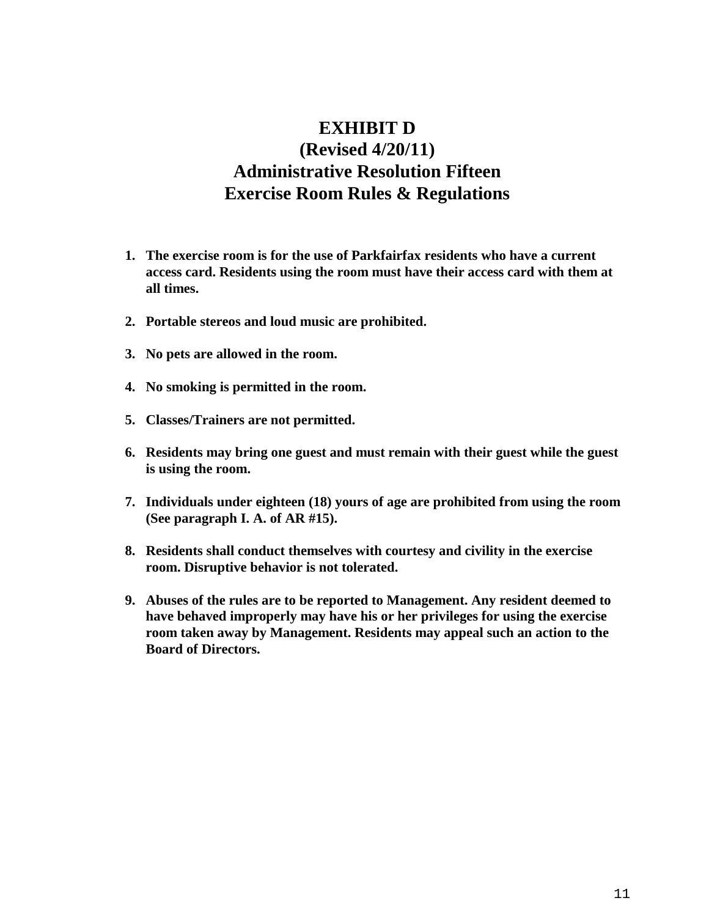# EXHIBIT D
# (Revised 4/20/11)
# Administrative Resolution Fifteen
# Exercise Room Rules & Regulations

1. **The exercise room is for the use of Parkfairfax residents who have a current access card. Residents using the room must have their access card with them at all times.**

2. **Portable stereos and loud music are prohibited.**

3. **No pets are allowed in the room.**

4. **No smoking is permitted in the room.**

5. **Classes/Trainers are not permitted.**

6. **Residents may bring one guest and must remain with their guest while the guest is using the room.**

7. **Individuals under eighteen (18) yours of age are prohibited from using the room (See paragraph I. A. of AR #15).**

8. **Residents shall conduct themselves with courtesy and civility in the exercise room. Disruptive behavior is not tolerated.**

9. **Abuses of the rules are to be reported to Management. Any resident deemed to have behaved improperly may have his or her privileges for using the exercise room taken away by Management. Residents may appeal such an action to the Board of Directors.**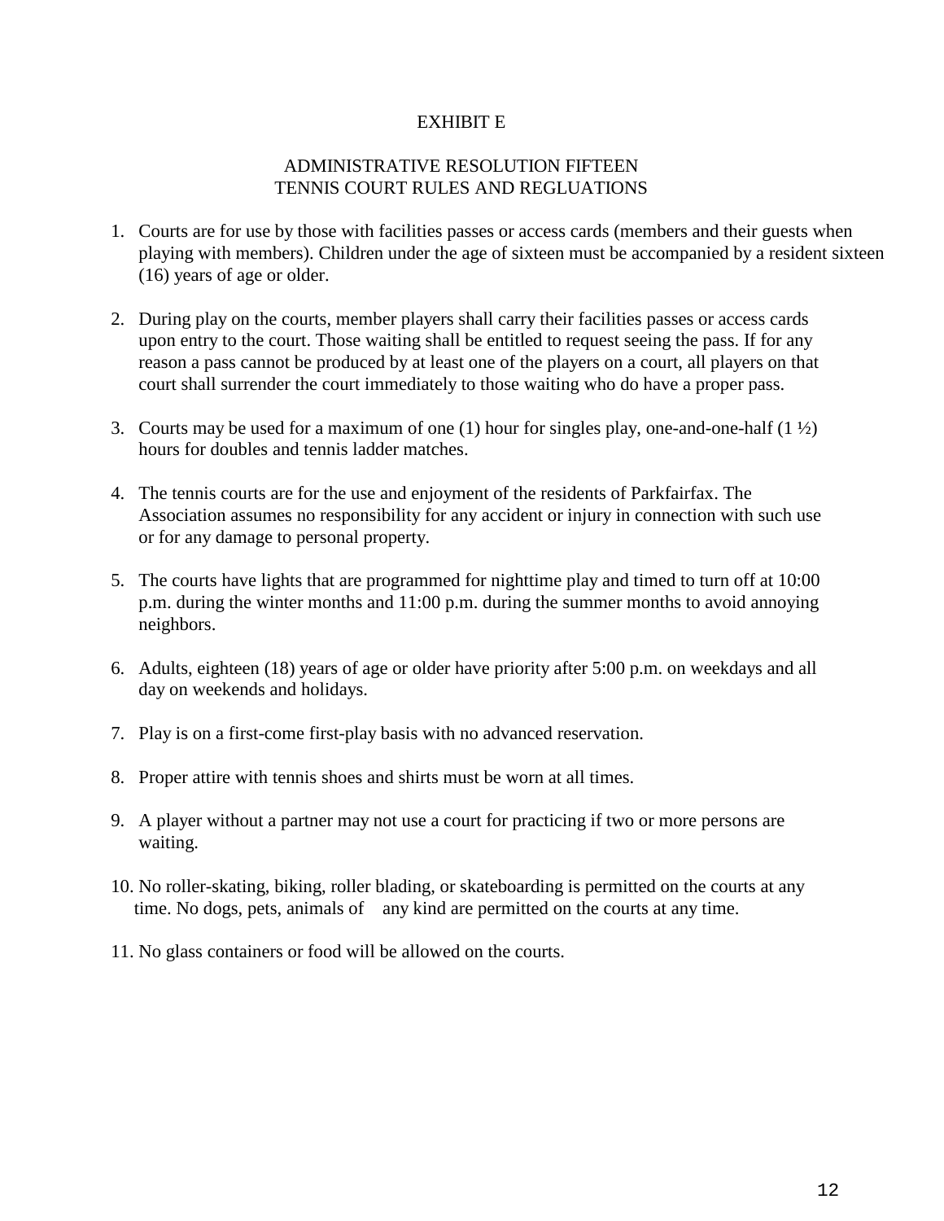# EXHIBIT E

## ADMINISTRATIVE RESOLUTION FIFTEEN
## TENNIS COURT RULES AND REGLUATIONS

1. Courts are for use by those with facilities passes or access cards (members and their guests when playing with members). Children under the age of sixteen must be accompanied by a resident sixteen (16) years of age or older.

2. During play on the courts, member players shall carry their facilities passes or access cards upon entry to the court. Those waiting shall be entitled to request seeing the pass. If for any reason a pass cannot be produced by at least one of the players on a court, all players on that court shall surrender the court immediately to those waiting who do have a proper pass.

3. Courts may be used for a maximum of one (1) hour for singles play, one-and-one-half (1 ½) hours for doubles and tennis ladder matches.

4. The tennis courts are for the use and enjoyment of the residents of Parkfairfax. The Association assumes no responsibility for any accident or injury in connection with such use or for any damage to personal property.

5. The courts have lights that are programmed for nighttime play and timed to turn off at 10:00 p.m. during the winter months and 11:00 p.m. during the summer months to avoid annoying neighbors.

6. Adults, eighteen (18) years of age or older have priority after 5:00 p.m. on weekdays and all day on weekends and holidays.

7. Play is on a first-come first-play basis with no advanced reservation.

8. Proper attire with tennis shoes and shirts must be worn at all times.

9. A player without a partner may not use a court for practicing if two or more persons are waiting.

10. No roller-skating, biking, roller blading, or skateboarding is permitted on the courts at any time. No dogs, pets, animals of any kind are permitted on the courts at any time.

11. No glass containers or food will be allowed on the courts.